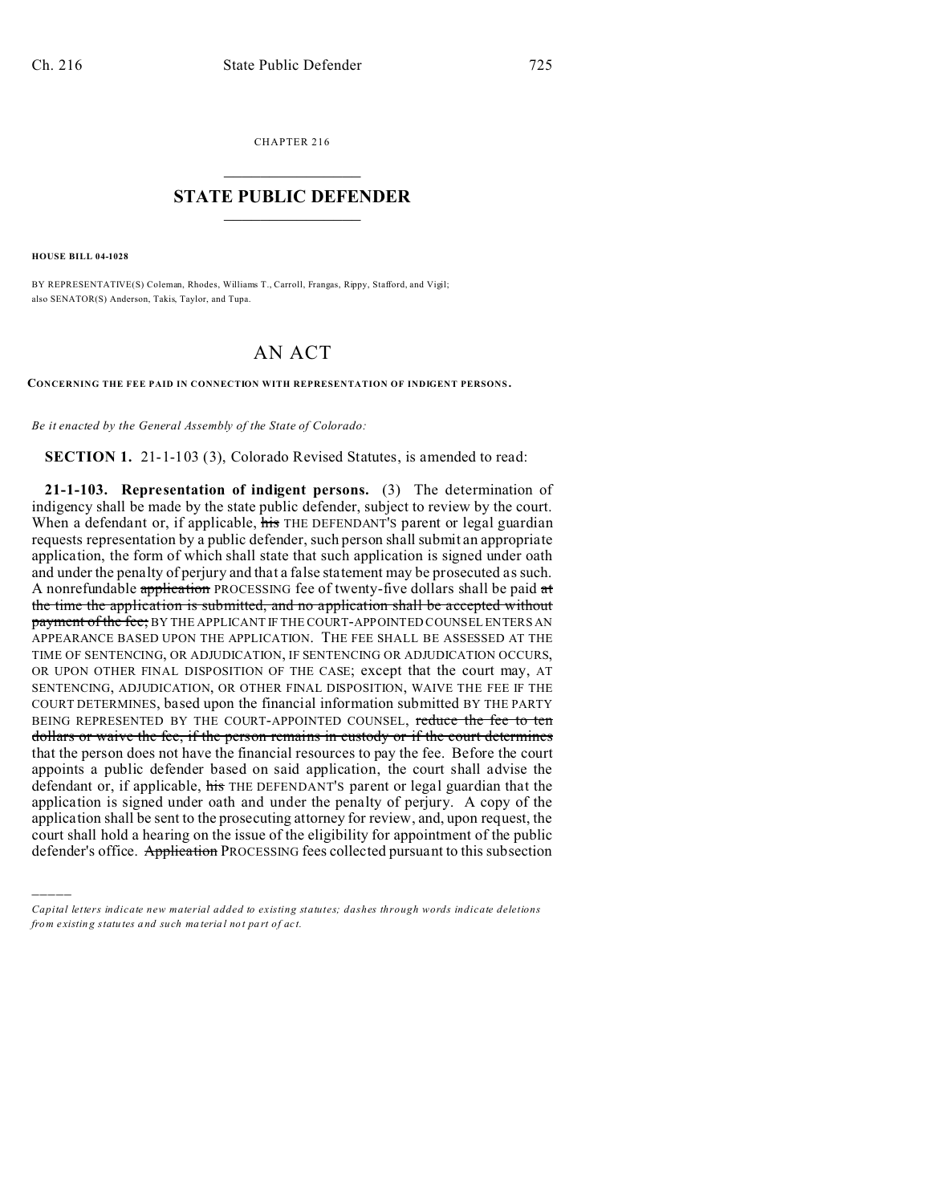CHAPTER 216

# STATE PUBLIC DEFENDER

**HOUSE BILL 04-1028**

BY REPRESENTATIVE(S) Coleman, Rhodes, Williams T., Carroll, Frangas, Rippy, Stafford, and Vigil; also SENATOR(S) Anderson, Takis, Taylor, and Tupa.

# AN ACT

**CONCERNING THE FEE PAID IN CONNECTION WITH REPRESENTATION OF INDIGENT PERSONS.**

*Be it enacted by the General Assembly of the State of Colorado:*

**SECTION 1.** 21-1-103 (3), Colorado Revised Statutes, is amended to read:

**21-1-103. Representation of indigent persons.** (3) The determination of indigency shall be made by the state public defender, subject to review by the court. When a defendant or, if applicable, ~~his~~ THE DEFENDANT'S parent or legal guardian requests representation by a public defender, such person shall submit an appropriate application, the form of which shall state that such application is signed under oath and under the penalty of perjury and that a false statement may be prosecuted as such. A nonrefundable ~~application~~ PROCESSING fee of twenty-five dollars shall be paid ~~at the time the application is submitted, and no application shall be accepted without payment of the fee;~~ BY THE APPLICANT IF THE COURT-APPOINTED COUNSEL ENTERS AN APPEARANCE BASED UPON THE APPLICATION. THE FEE SHALL BE ASSESSED AT THE TIME OF SENTENCING, OR ADJUDICATION, IF SENTENCING OR ADJUDICATION OCCURS, OR UPON OTHER FINAL DISPOSITION OF THE CASE; except that the court may, AT SENTENCING, ADJUDICATION, OR OTHER FINAL DISPOSITION, WAIVE THE FEE IF THE COURT DETERMINES, based upon the financial information submitted BY THE PARTY BEING REPRESENTED BY THE COURT-APPOINTED COUNSEL, ~~reduce the fee to ten dollars or waive the fee, if the person remains in custody or if the court determines~~ that the person does not have the financial resources to pay the fee. Before the court appoints a public defender based on said application, the court shall advise the defendant or, if applicable, ~~his~~ THE DEFENDANT'S parent or legal guardian that the application is signed under oath and under the penalty of perjury. A copy of the application shall be sent to the prosecuting attorney for review, and, upon request, the court shall hold a hearing on the issue of the eligibility for appointment of the public defender's office. ~~Application~~ PROCESSING fees collected pursuant to this subsection

*Capital letters indicate new material added to existing statutes; dashes through words indicate deletions from existing statutes and such material not part of act.*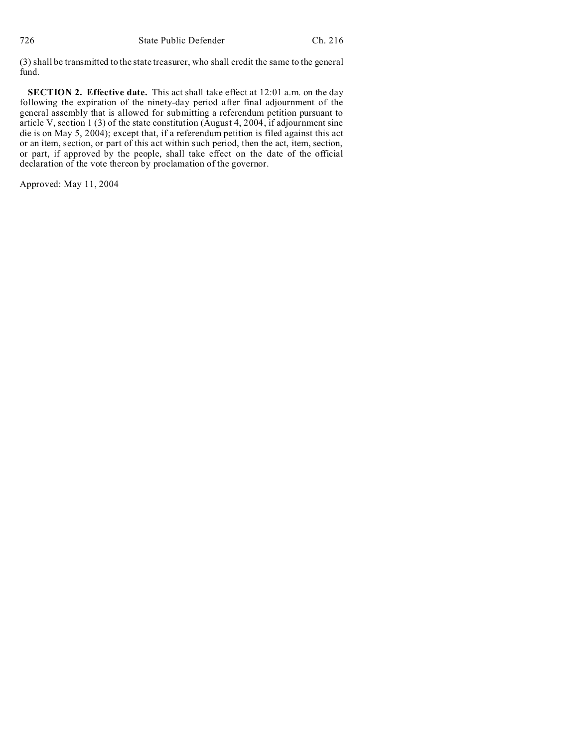(3) shall be transmitted to the state treasurer, who shall credit the same to the general fund.

**SECTION 2. Effective date.** This act shall take effect at 12:01 a.m. on the day following the expiration of the ninety-day period after final adjournment of the general assembly that is allowed for submitting a referendum petition pursuant to article V, section 1 (3) of the state constitution (August 4, 2004, if adjournment sine die is on May 5, 2004); except that, if a referendum petition is filed against this act or an item, section, or part of this act within such period, then the act, item, section, or part, if approved by the people, shall take effect on the date of the official declaration of the vote thereon by proclamation of the governor.

Approved: May 11, 2004